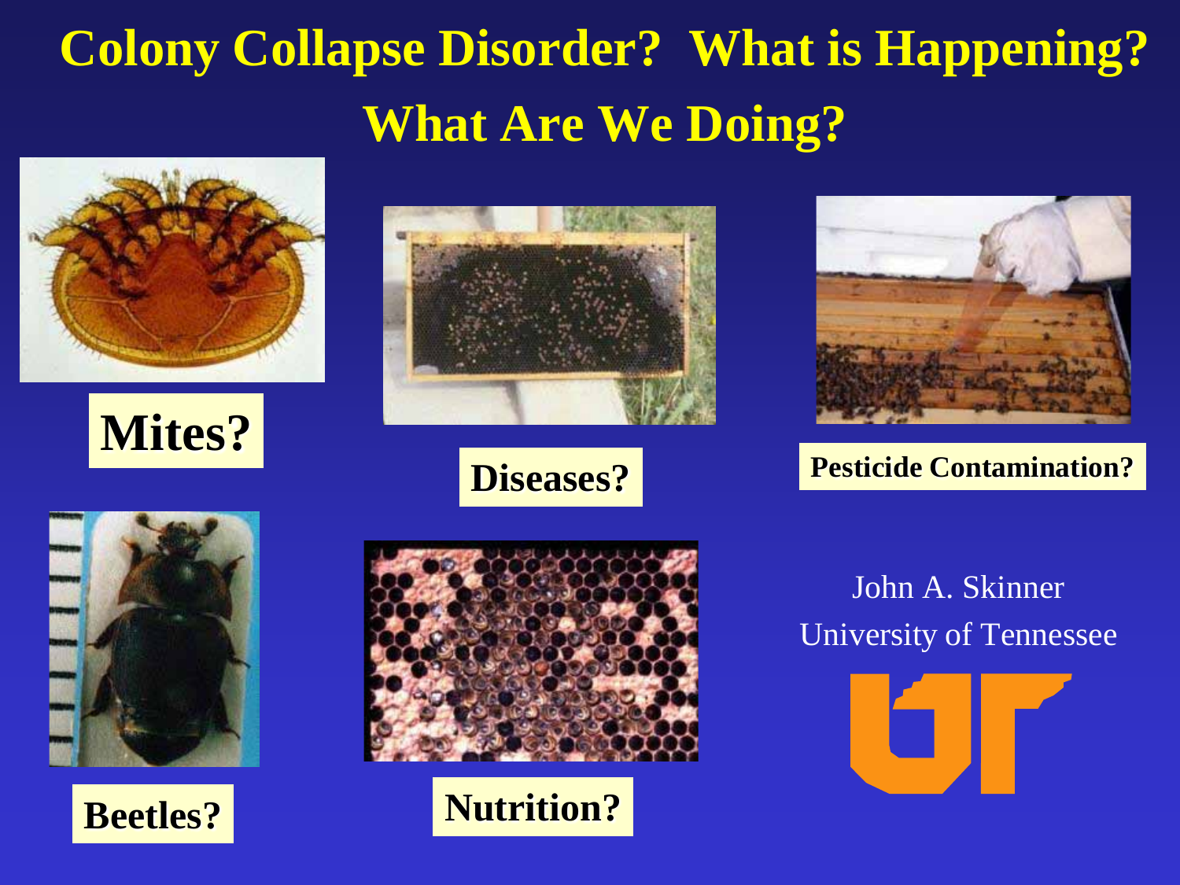# Colony Collapse Disorder? What is Happening? What Are We Doing?

**Mites?**

**Diseases?**

**Pesticide Contamination?**

**Beetles?**

**Nutrition?**

John A. Skinner
University of Tennessee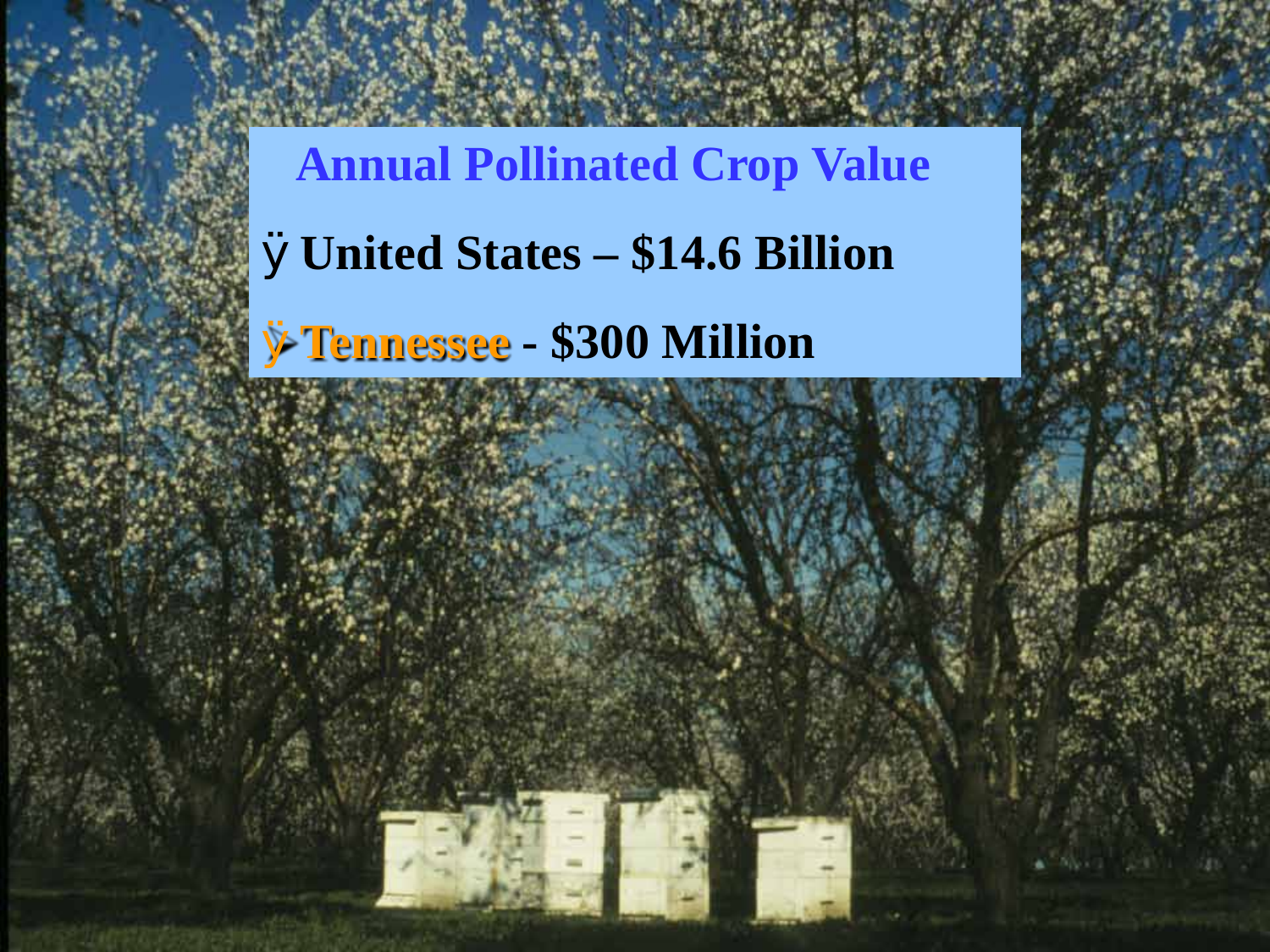## Annual Pollinated Crop Value

- United States – $14.6 Billion
- **Tennessee** - $300 Million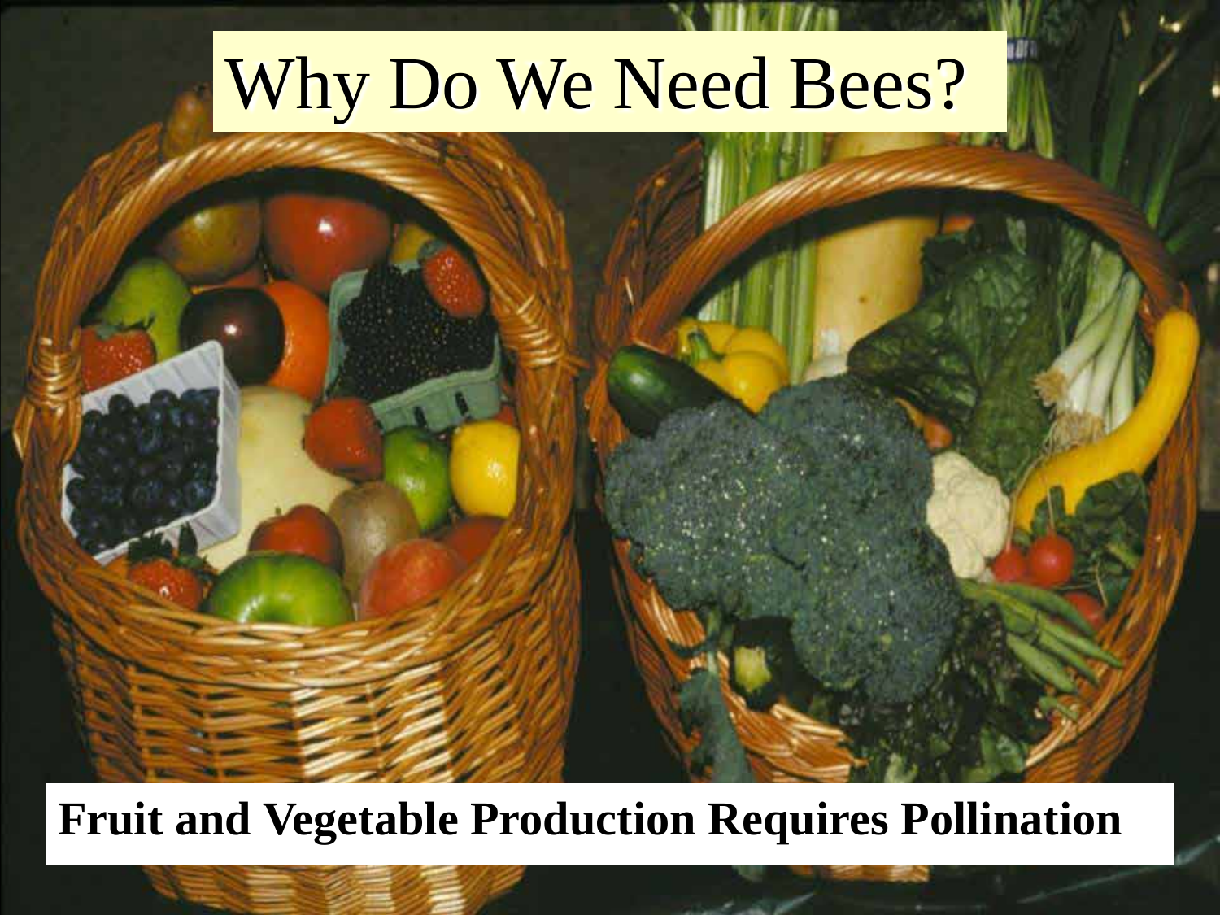# Why Do We Need Bees?

**Fruit and Vegetable Production Requires Pollination**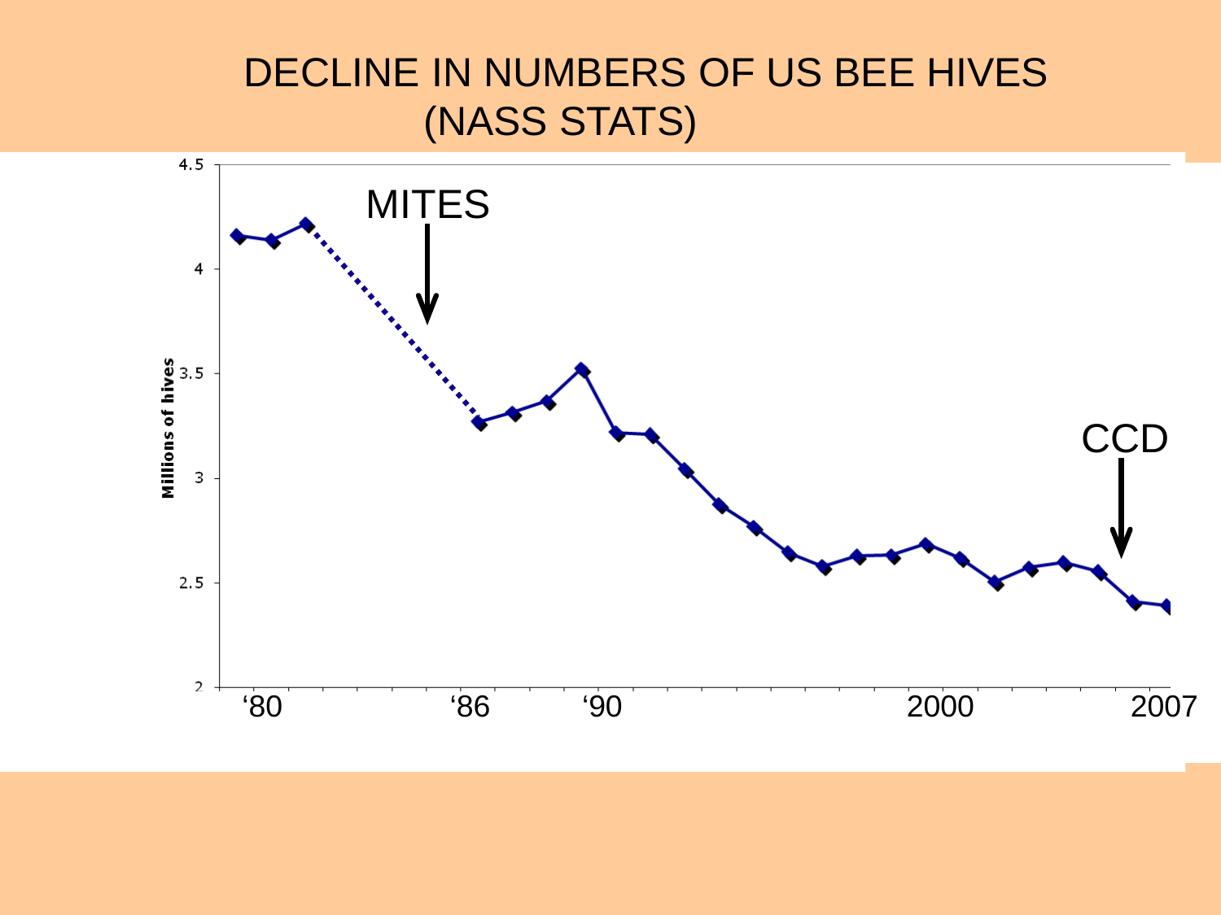# DECLINE IN NUMBERS OF US BEE HIVES (NASS STATS)

MITES

CCD

Millions of hives

4.5

4

3.5

3

2.5

2

'80 '86 '90 2000 2007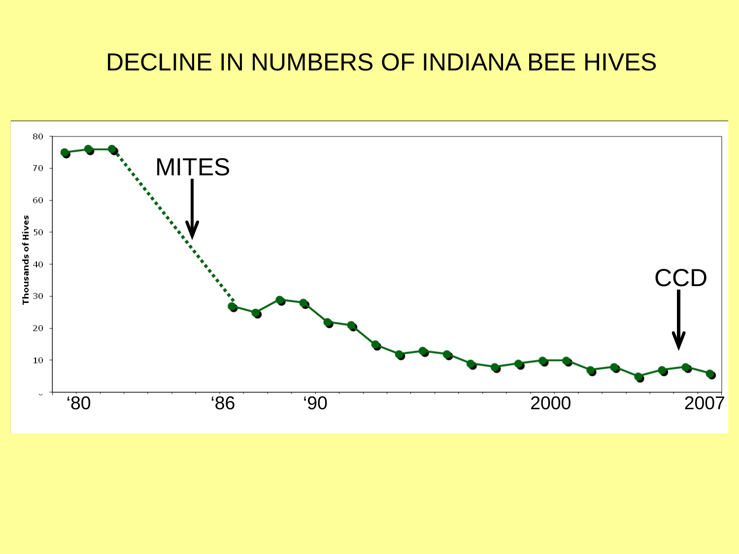# DECLINE IN NUMBERS OF INDIANA BEE HIVES

Thousands of Hives

80
70
60
50
40
30
20
10

MITES

CCD

'80 '86 '90 2000 2007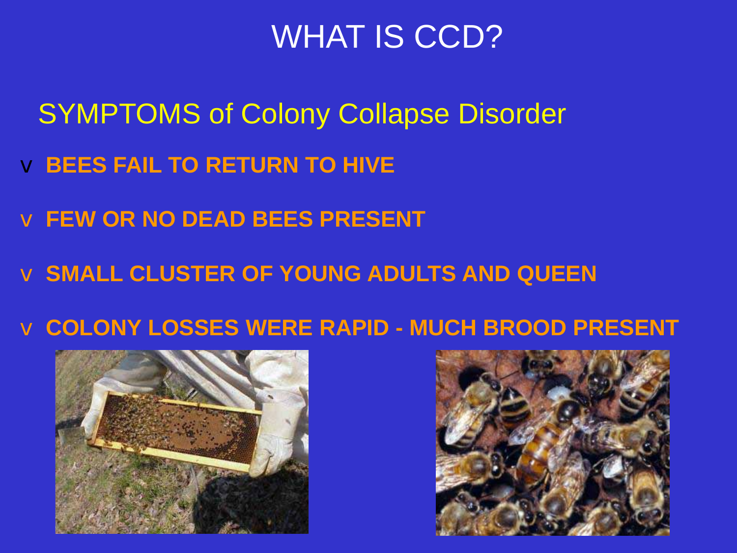# WHAT IS CCD?

## SYMPTOMS of Colony Collapse Disorder

- **BEES FAIL TO RETURN TO HIVE**
- **FEW OR NO DEAD BEES PRESENT**
- **SMALL CLUSTER OF YOUNG ADULTS AND QUEEN**
- **COLONY LOSSES WERE RAPID - MUCH BROOD PRESENT**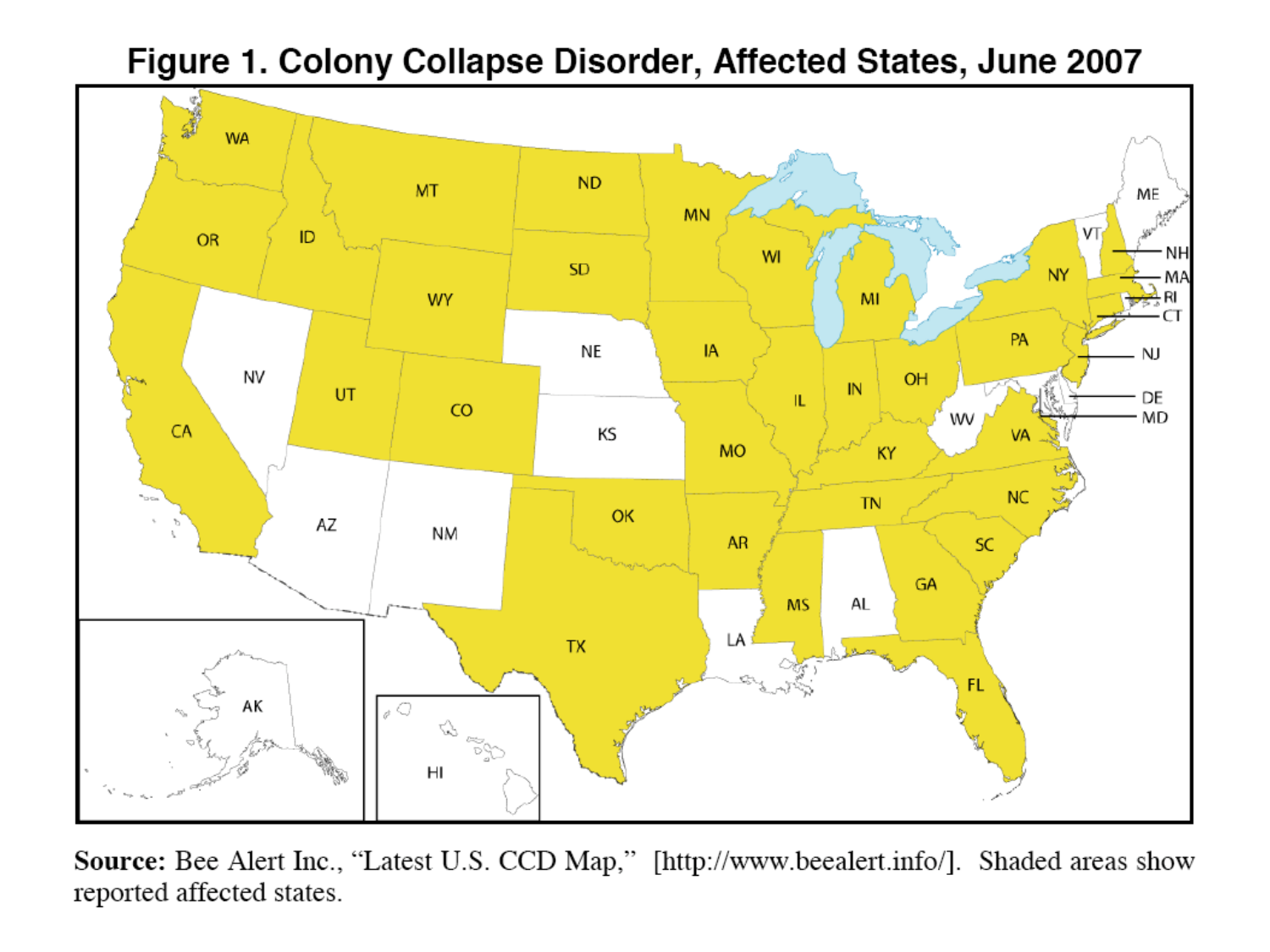**Figure 1. Colony Collapse Disorder, Affected States, June 2007**

**Source:** Bee Alert Inc., "Latest U.S. CCD Map," [http://www.beealert.info/]. Shaded areas show reported affected states.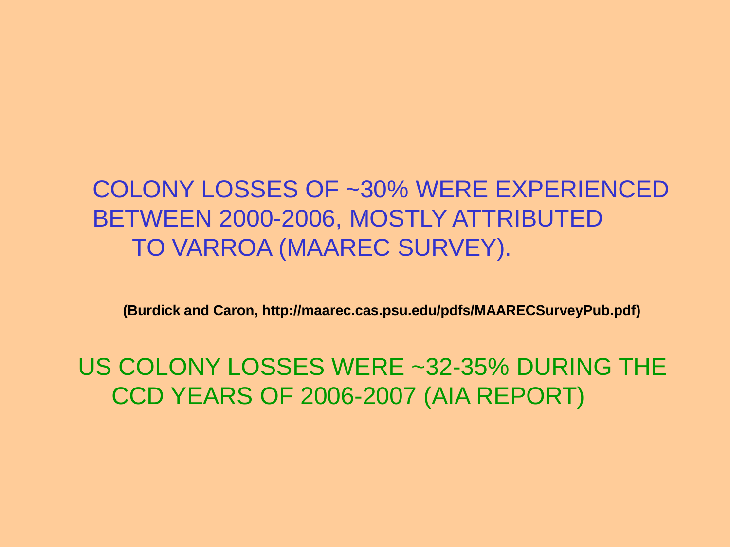COLONY LOSSES OF ~30% WERE EXPERIENCED BETWEEN 2000-2006, MOSTLY ATTRIBUTED TO VARROA (MAAREC SURVEY).

**(Burdick and Caron, http://maarec.cas.psu.edu/pdfs/MAARECSurveyPub.pdf)**

US COLONY LOSSES WERE ~32-35% DURING THE CCD YEARS OF 2006-2007 (AIA REPORT)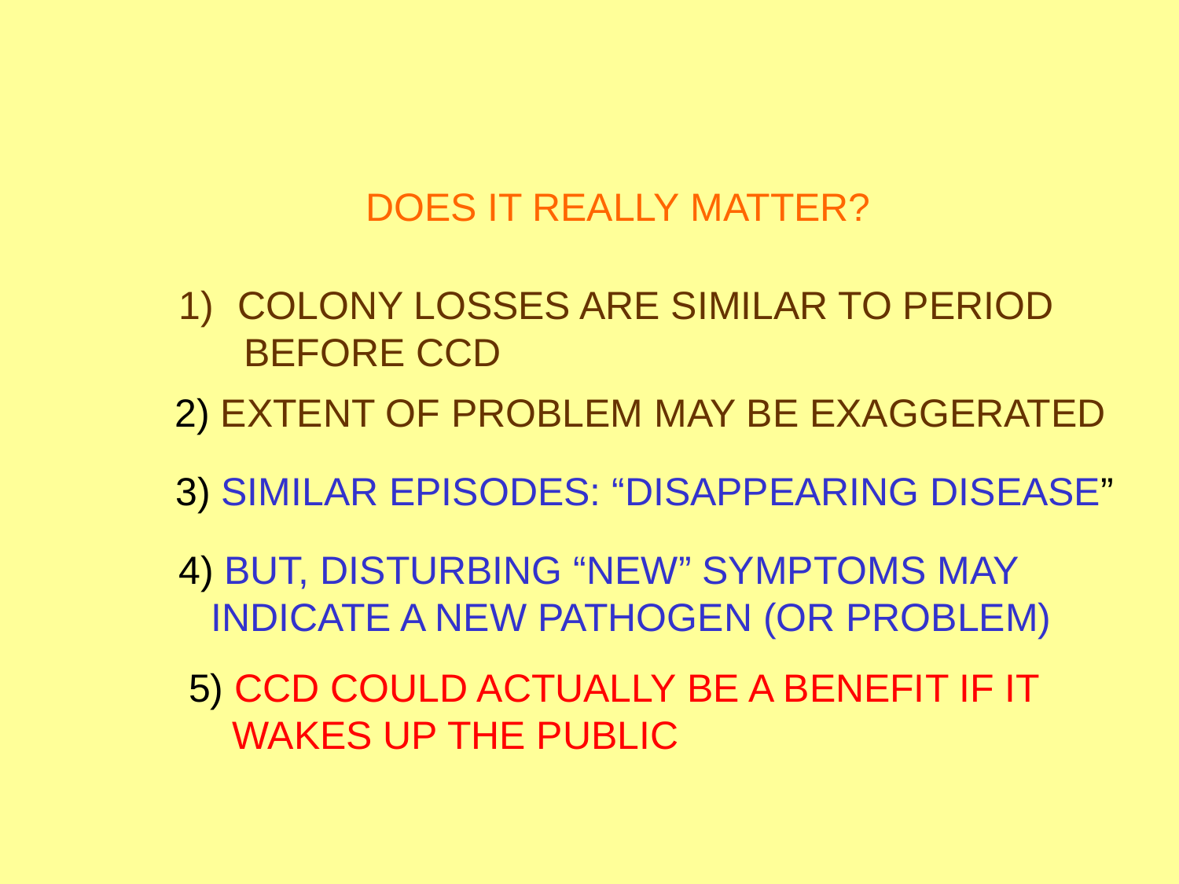## DOES IT REALLY MATTER?

1) COLONY LOSSES ARE SIMILAR TO PERIOD BEFORE CCD
2) EXTENT OF PROBLEM MAY BE EXAGGERATED
3) SIMILAR EPISODES: “DISAPPEARING DISEASE”
4) BUT, DISTURBING “NEW” SYMPTOMS MAY INDICATE A NEW PATHOGEN (OR PROBLEM)
5) CCD COULD ACTUALLY BE A BENEFIT IF IT WAKES UP THE PUBLIC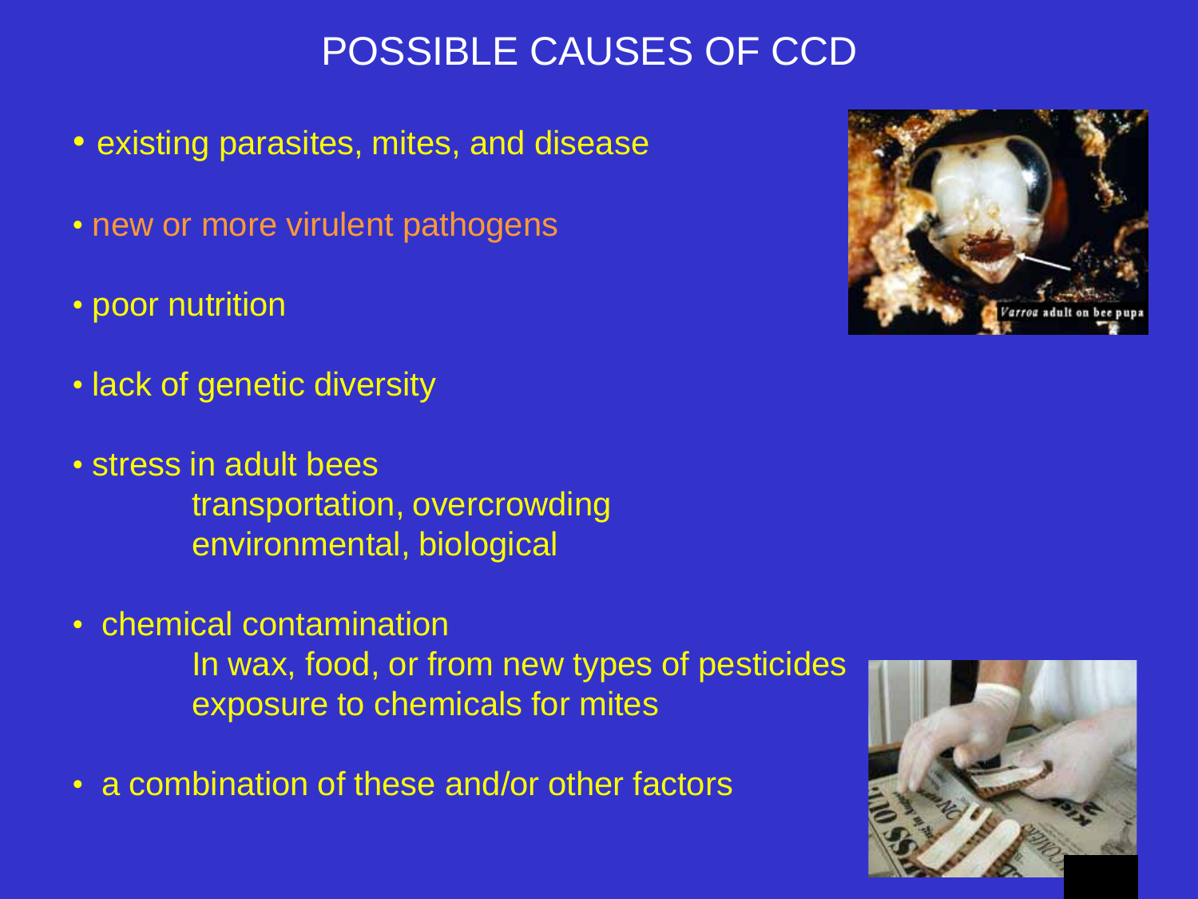# POSSIBLE CAUSES OF CCD

- existing parasites, mites, and disease
- new or more virulent pathogens
- poor nutrition
- lack of genetic diversity
- stress in adult bees
  - transportation, overcrowding
  - environmental, biological
- chemical contamination
  - In wax, food, or from new types of pesticides
  - exposure to chemicals for mites
- a combination of these and/or other factors

Varroa adult on bee pupa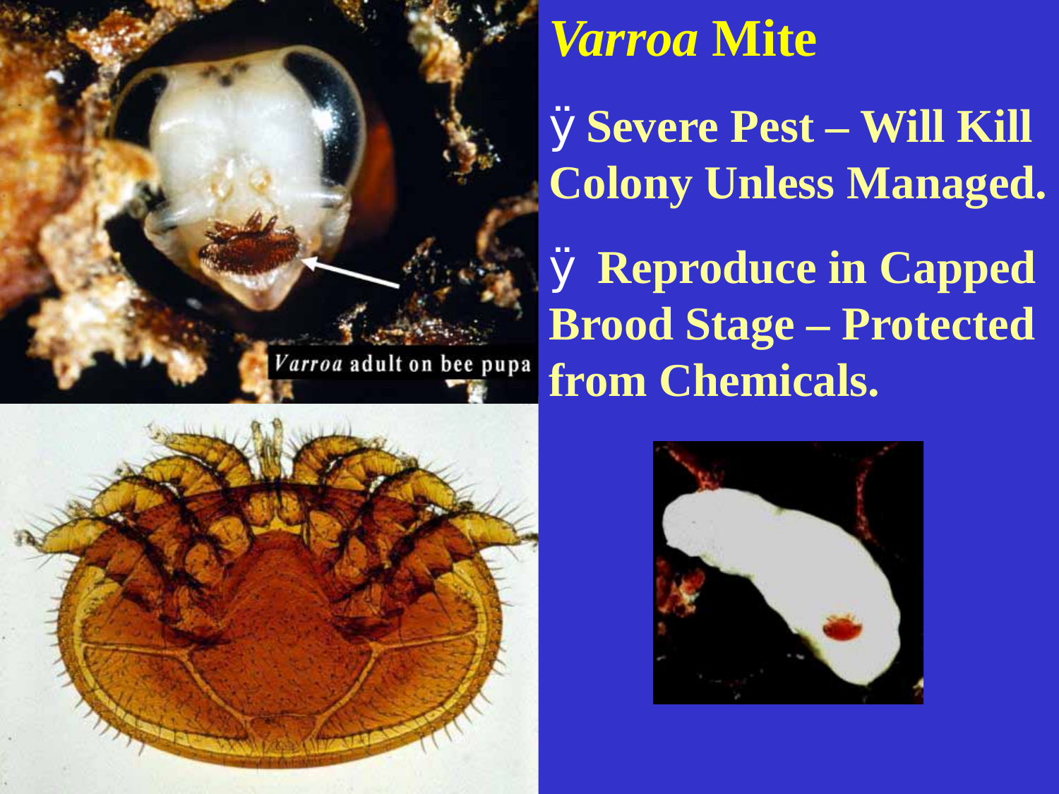# *Varroa* Mite

- Severe Pest – Will Kill Colony Unless Managed.
- Reproduce in Capped Brood Stage – Protected from Chemicals.

*Varroa* adult on bee pupa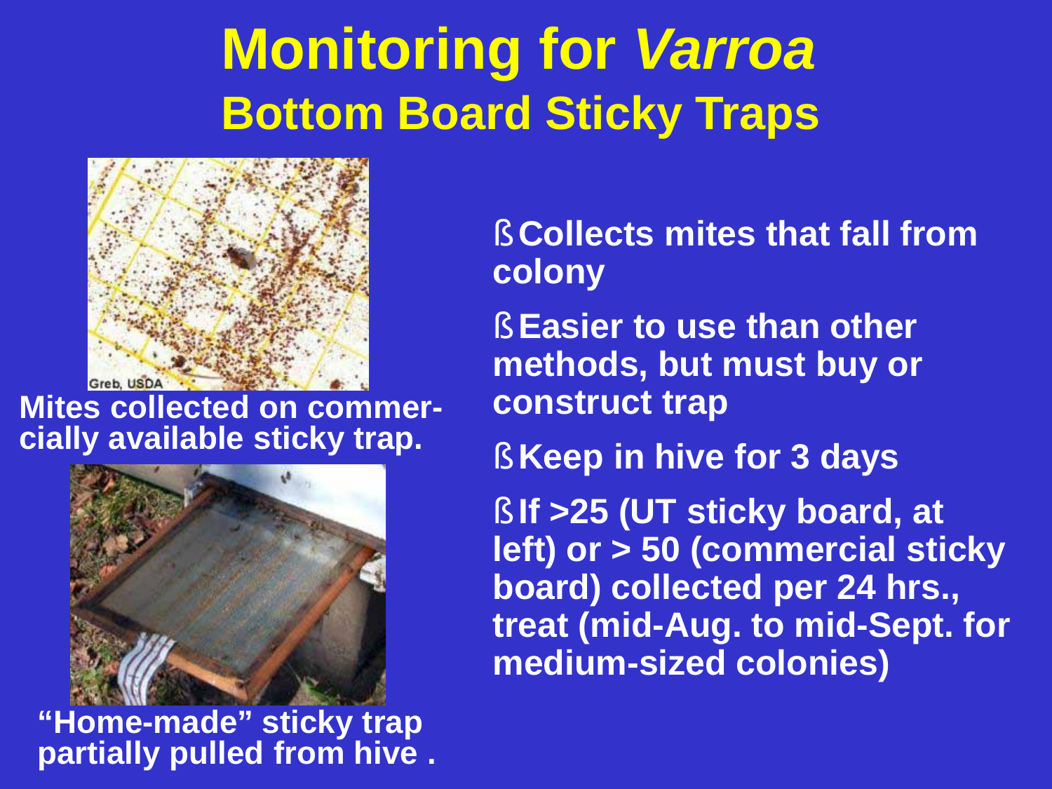# Monitoring for *Varroa*

## Bottom Board Sticky Traps

Greb, USDA

Mites collected on commercially available sticky trap.

"Home-made" sticky trap partially pulled from hive .

- Collects mites that fall from colony
- Easier to use than other methods, but must buy or construct trap
- Keep in hive for 3 days
- If >25 (UT sticky board, at left) or > 50 (commercial sticky board) collected per 24 hrs., treat (mid-Aug. to mid-Sept. for medium-sized colonies)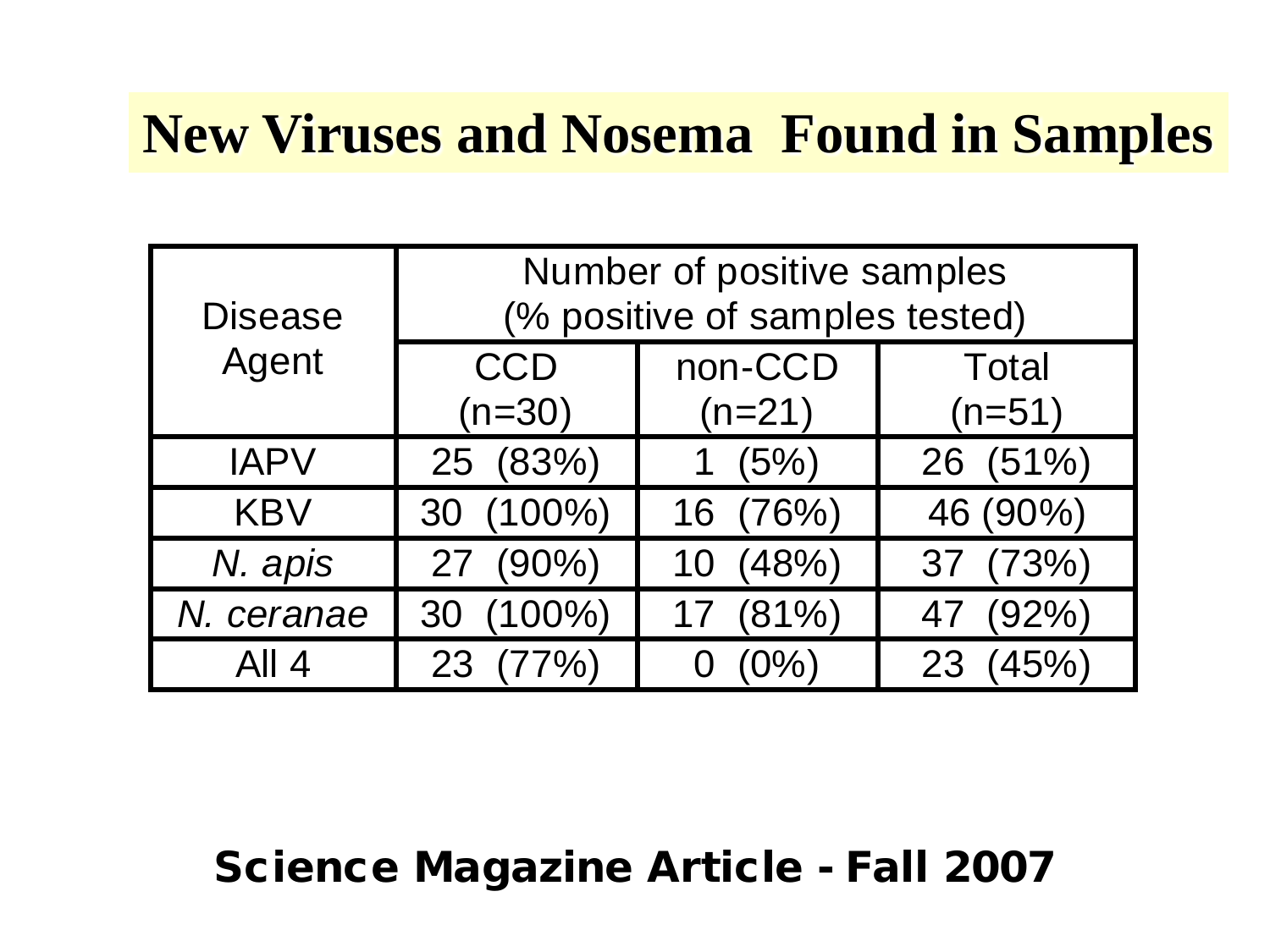# New Viruses and Nosema Found in Samples

| Disease Agent | Number of positive samples (% positive of samples tested) | | |
|---|---|---|---|
| | CCD (n=30) | non-CCD (n=21) | Total (n=51) |
| IAPV | 25 (83%) | 1 (5%) | 26 (51%) |
| KBV | 30 (100%) | 16 (76%) | 46 (90%) |
| *N. apis* | 27 (90%) | 10 (48%) | 37 (73%) |
| *N. ceranae* | 30 (100%) | 17 (81%) | 47 (92%) |
| All 4 | 23 (77%) | 0 (0%) | 23 (45%) |

**Science Magazine Article - Fall 2007**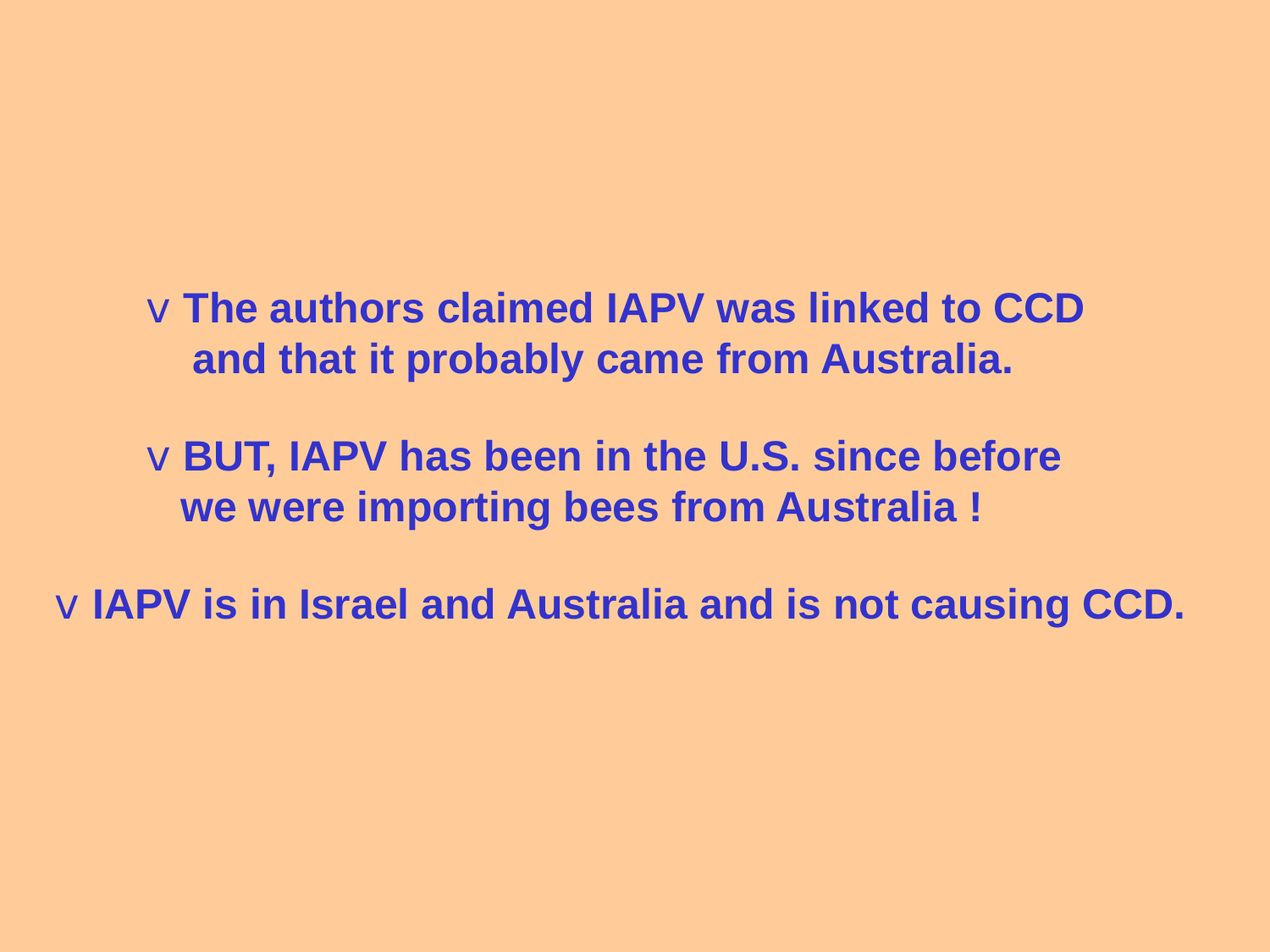- **The authors claimed IAPV was linked to CCD and that it probably came from Australia.**

- **BUT, IAPV has been in the U.S. since before we were importing bees from Australia !**

- **IAPV is in Israel and Australia and is not causing CCD.**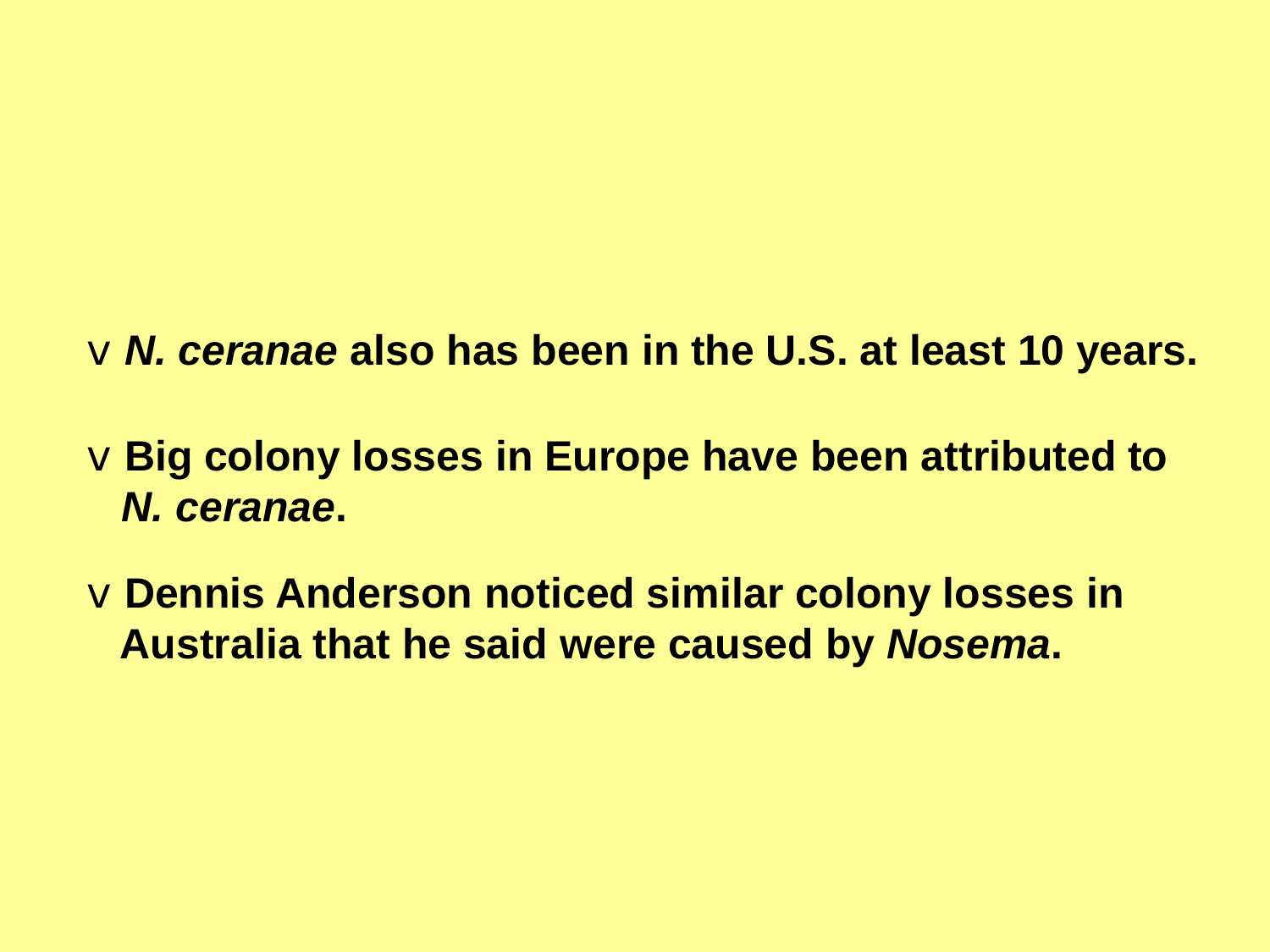- ***N. ceranae*** **also has been in the U.S. at least 10 years.**
- **Big colony losses in Europe have been attributed to *N. ceranae*.**
- **Dennis Anderson noticed similar colony losses in Australia that he said were caused by *Nosema*.**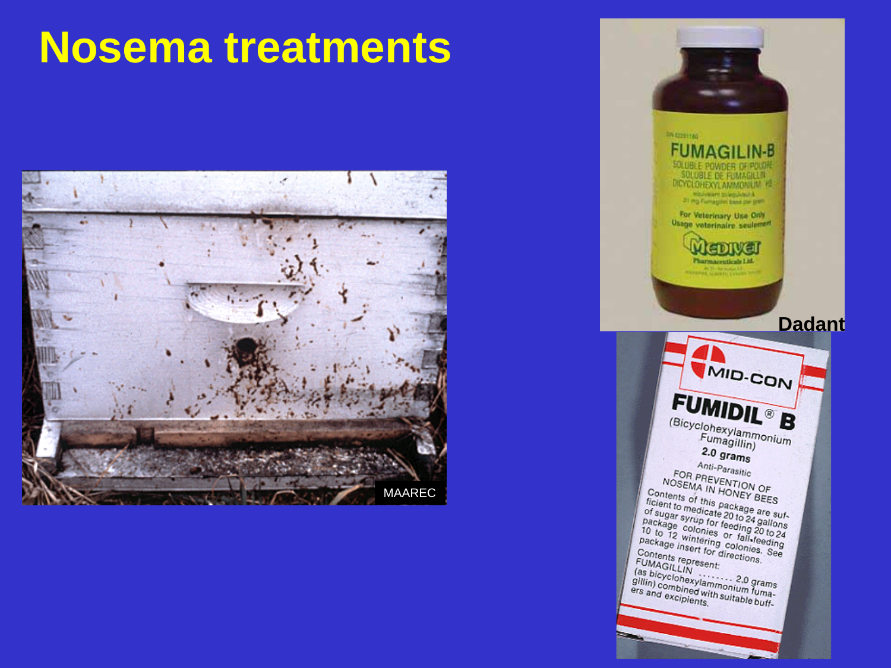# Nosema treatments

MAAREC

Dadant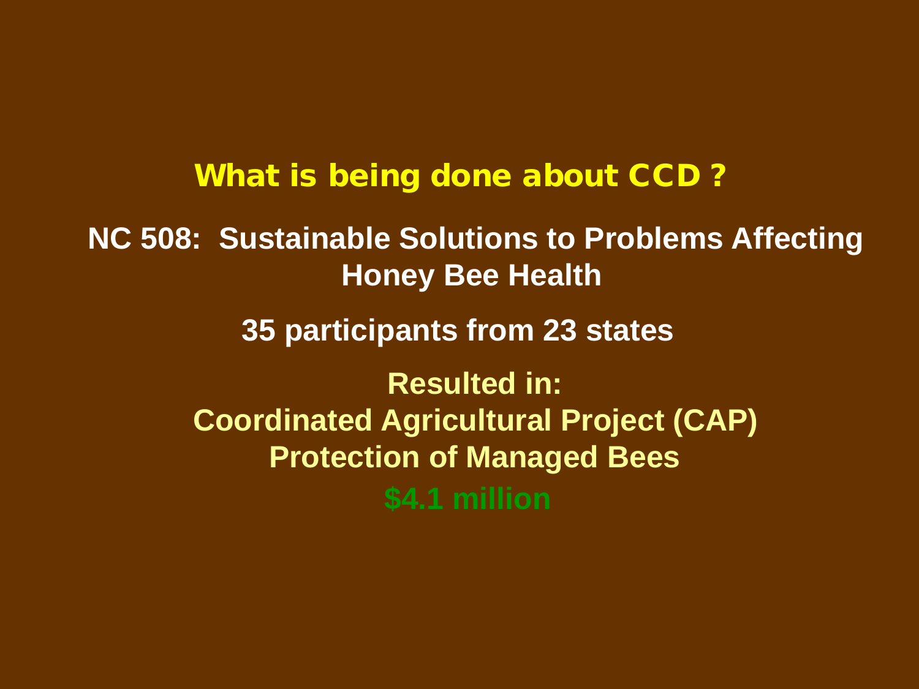# What is being done about CCD ?

**NC 508: Sustainable Solutions to Problems Affecting Honey Bee Health**

**35 participants from 23 states**

**Resulted in:**
**Coordinated Agricultural Project (CAP)**
**Protection of Managed Bees**

**$4.1 million**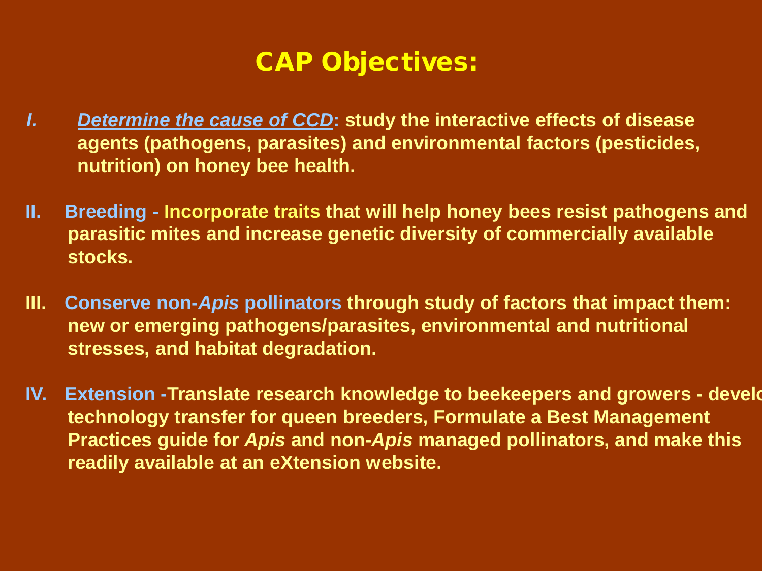# CAP Objectives:

I. ***Determine the cause of CCD***: study the interactive effects of disease agents (pathogens, parasites) and environmental factors (pesticides, nutrition) on honey bee health.

II. **Breeding - Incorporate traits** that will help honey bees resist pathogens and parasitic mites and increase genetic diversity of commercially available stocks.

III. **Conserve non-*Apis* pollinators** through study of factors that impact them: new or emerging pathogens/parasites, environmental and nutritional stresses, and habitat degradation.

IV. **Extension** -Translate research knowledge to beekeepers and growers - develo technology transfer for queen breeders, Formulate a Best Management Practices guide for *Apis* and non-*Apis* managed pollinators, and make this readily available at an eXtension website.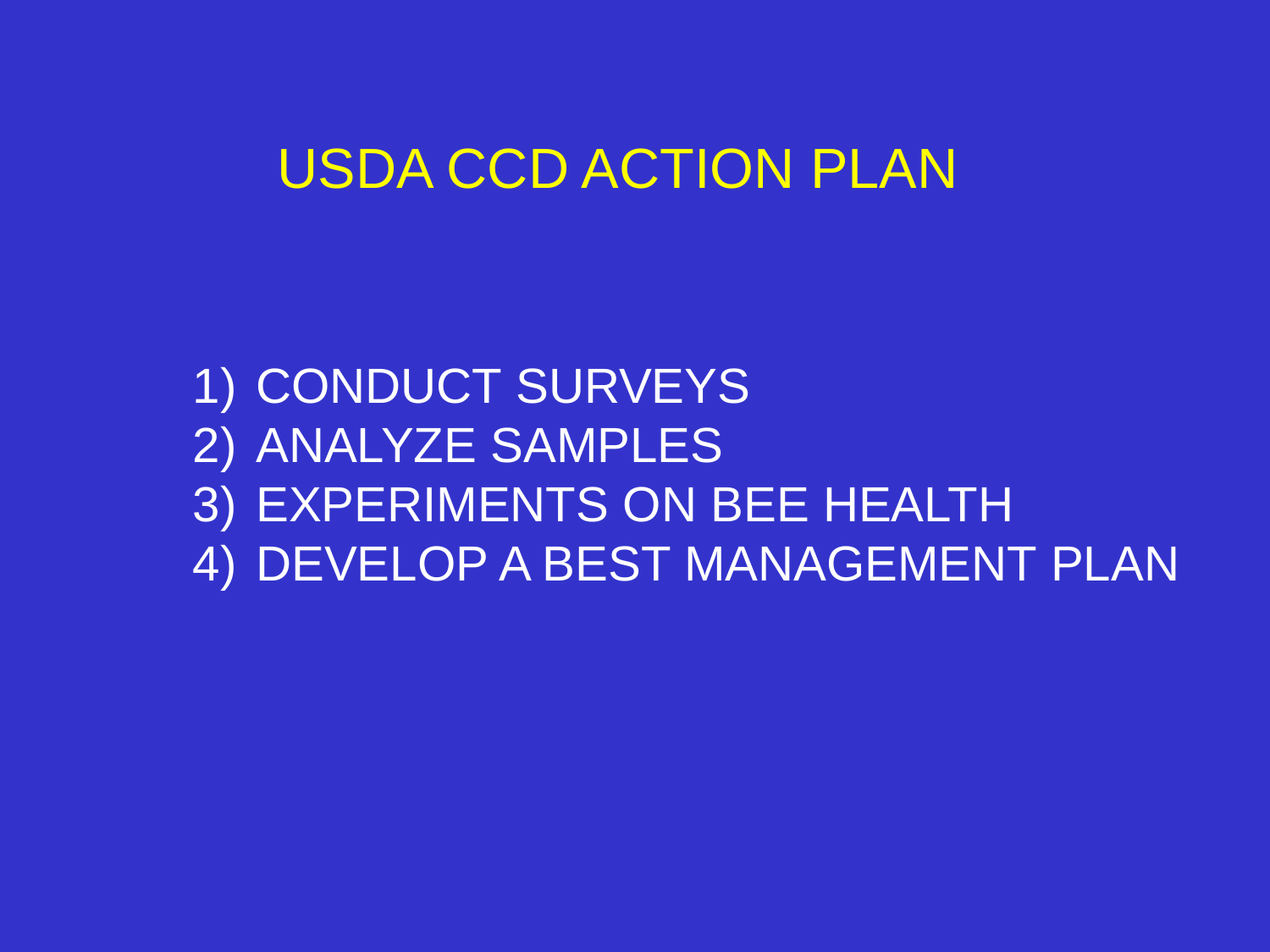# USDA CCD ACTION PLAN

1) CONDUCT SURVEYS
2) ANALYZE SAMPLES
3) EXPERIMENTS ON BEE HEALTH
4) DEVELOP A BEST MANAGEMENT PLAN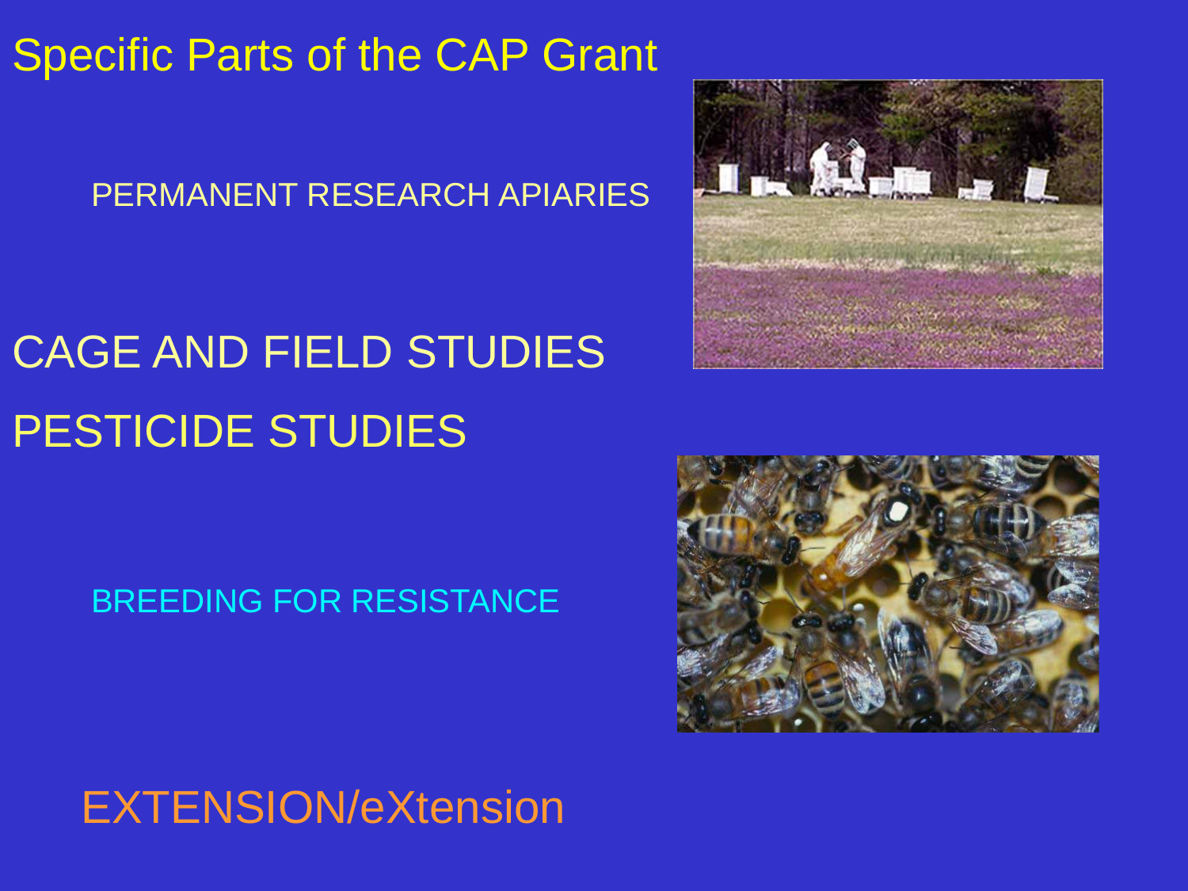# Specific Parts of the CAP Grant

PERMANENT RESEARCH APIARIES

CAGE AND FIELD STUDIES

PESTICIDE STUDIES

BREEDING FOR RESISTANCE

EXTENSION/eXtension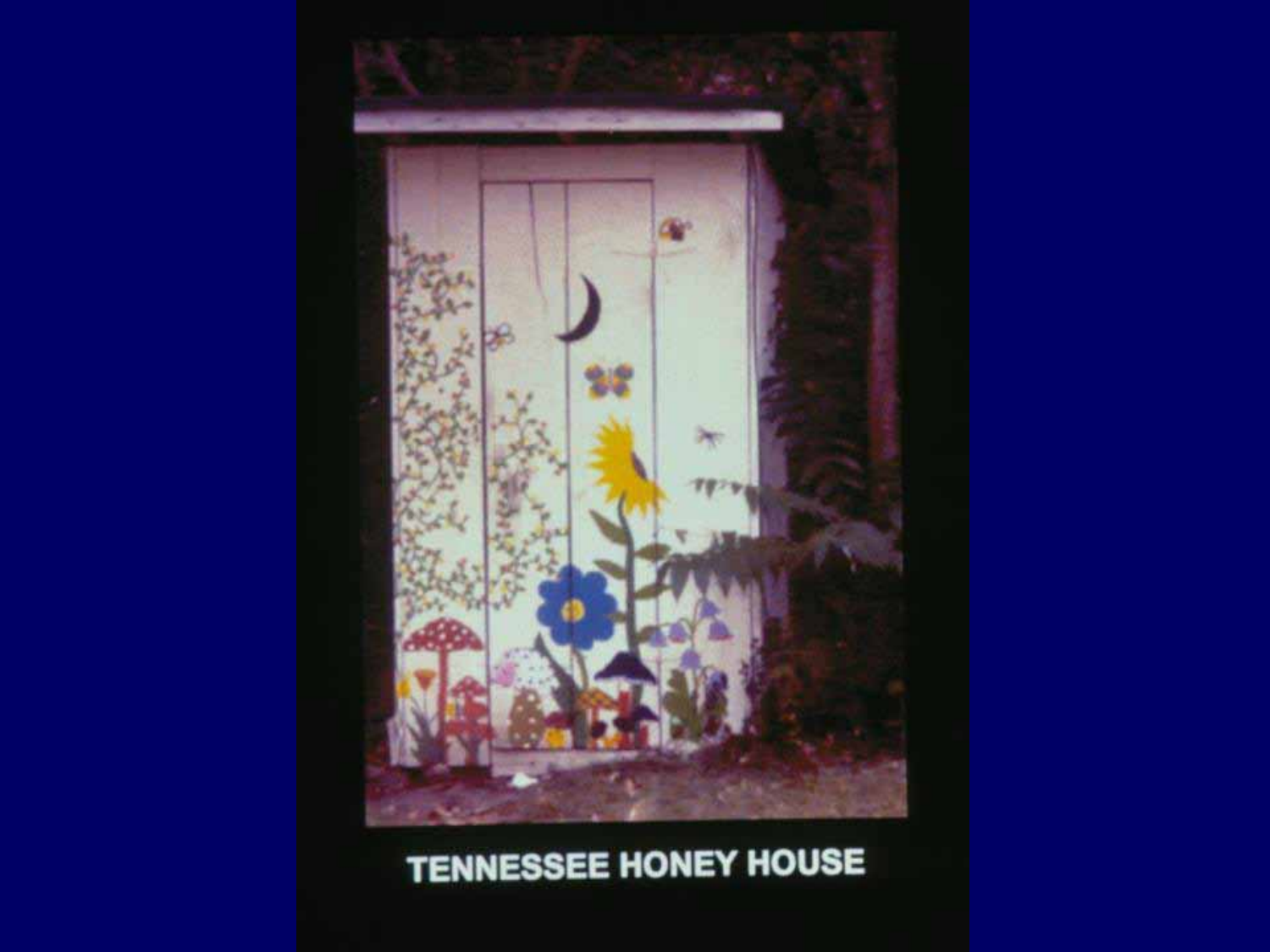TENNESSEE HONEY HOUSE